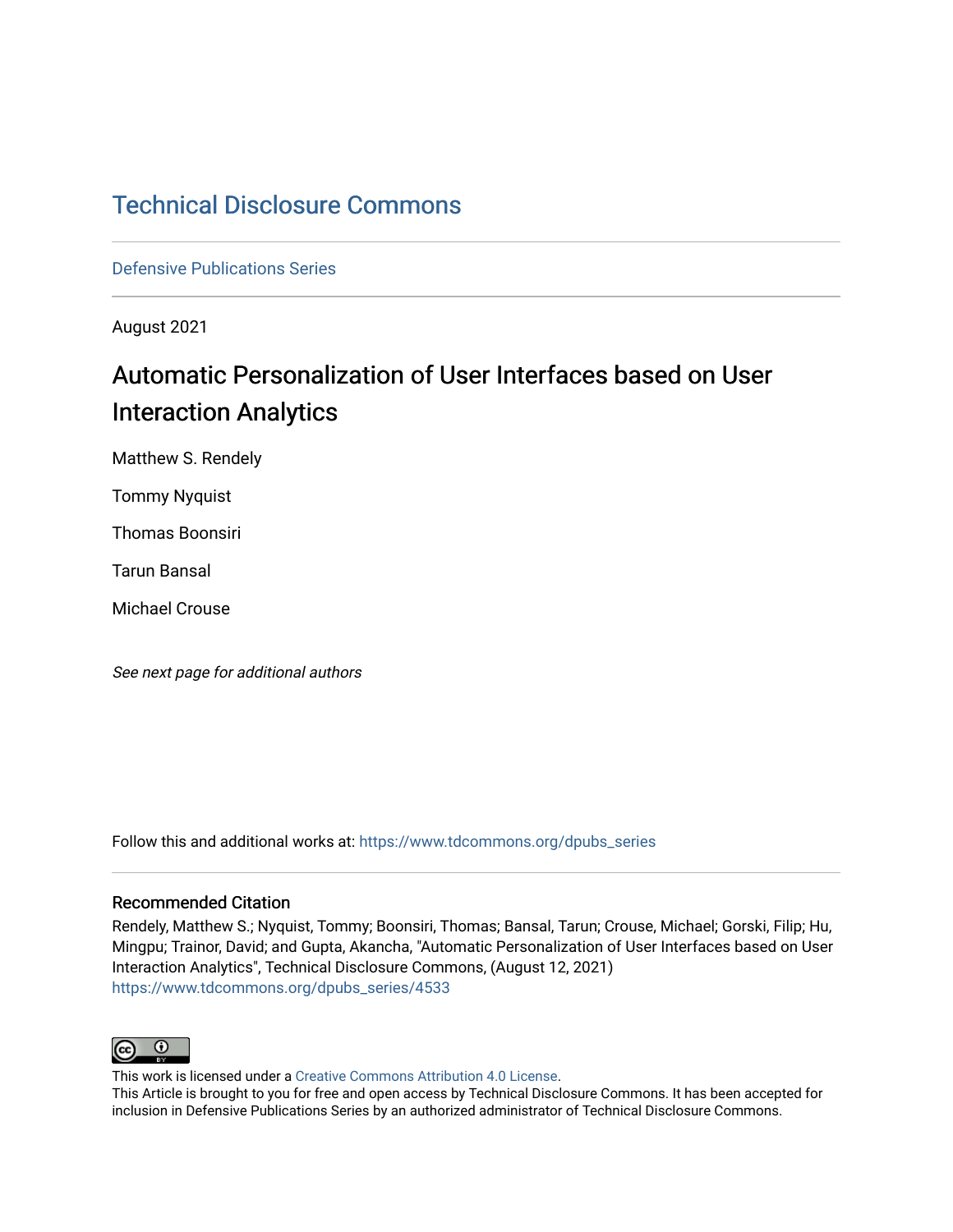# Technical Disclosure Commons

Defensive Publications Series

August 2021

## Automatic Personalization of User Interfaces based on User Interaction Analytics

Matthew S. Rendely

Tommy Nyquist

Thomas Boonsiri

Tarun Bansal

Michael Crouse

*See next page for additional authors*

Follow this and additional works at: https://www.tdcommons.org/dpubs_series

### Recommended Citation

Rendely, Matthew S.; Nyquist, Tommy; Boonsiri, Thomas; Bansal, Tarun; Crouse, Michael; Gorski, Filip; Hu, Mingpu; Trainor, David; and Gupta, Akancha, "Automatic Personalization of User Interfaces based on User Interaction Analytics", Technical Disclosure Commons, (August 12, 2021)
https://www.tdcommons.org/dpubs_series/4533

This work is licensed under a Creative Commons Attribution 4.0 License.
This Article is brought to you for free and open access by Technical Disclosure Commons. It has been accepted for inclusion in Defensive Publications Series by an authorized administrator of Technical Disclosure Commons.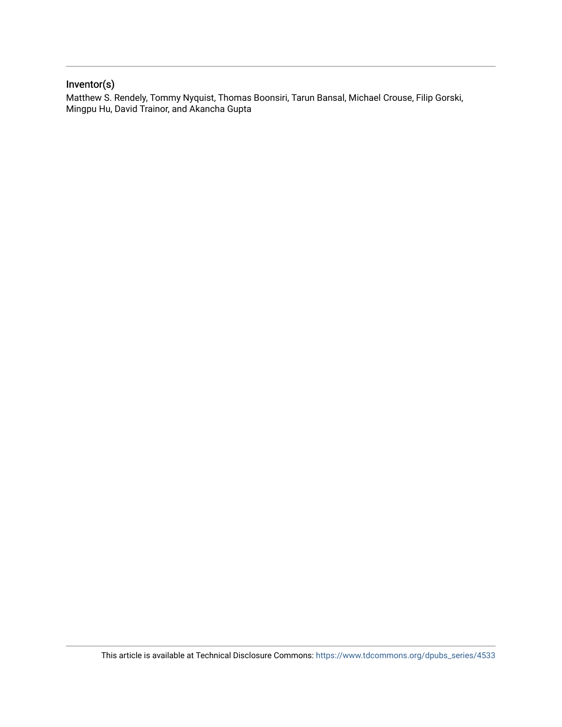## Inventor(s)

Matthew S. Rendely, Tommy Nyquist, Thomas Boonsiri, Tarun Bansal, Michael Crouse, Filip Gorski, Mingpu Hu, David Trainor, and Akancha Gupta

This article is available at Technical Disclosure Commons: https://www.tdcommons.org/dpubs_series/4533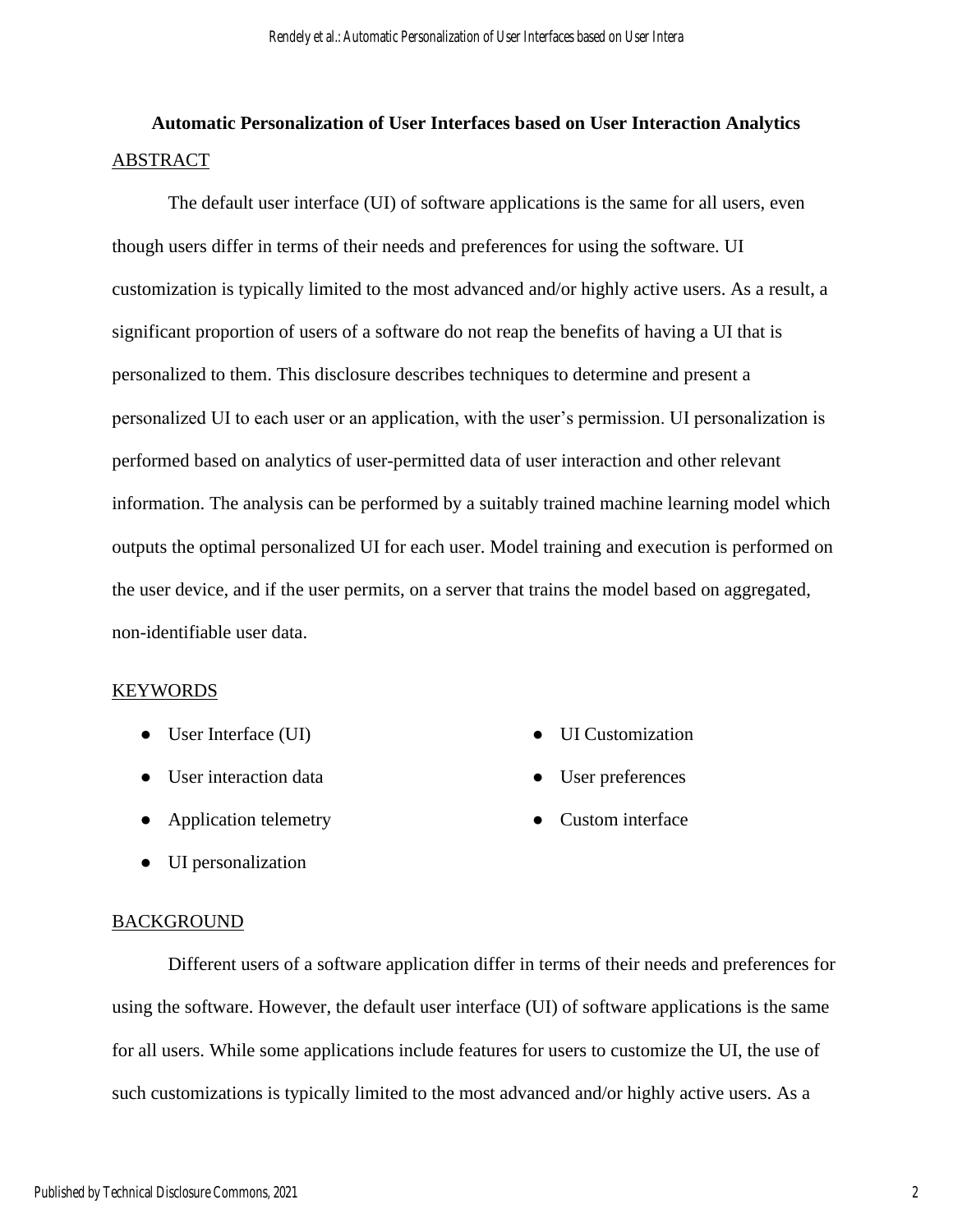**Automatic Personalization of User Interfaces based on User Interaction Analytics**

ABSTRACT

The default user interface (UI) of software applications is the same for all users, even though users differ in terms of their needs and preferences for using the software. UI customization is typically limited to the most advanced and/or highly active users. As a result, a significant proportion of users of a software do not reap the benefits of having a UI that is personalized to them. This disclosure describes techniques to determine and present a personalized UI to each user or an application, with the user's permission. UI personalization is performed based on analytics of user-permitted data of user interaction and other relevant information. The analysis can be performed by a suitably trained machine learning model which outputs the optimal personalized UI for each user. Model training and execution is performed on the user device, and if the user permits, on a server that trains the model based on aggregated, non-identifiable user data.

KEYWORDS

- User Interface (UI)
- User interaction data
- Application telemetry
- UI personalization
- UI Customization
- User preferences
- Custom interface

BACKGROUND

Different users of a software application differ in terms of their needs and preferences for using the software. However, the default user interface (UI) of software applications is the same for all users. While some applications include features for users to customize the UI, the use of such customizations is typically limited to the most advanced and/or highly active users. As a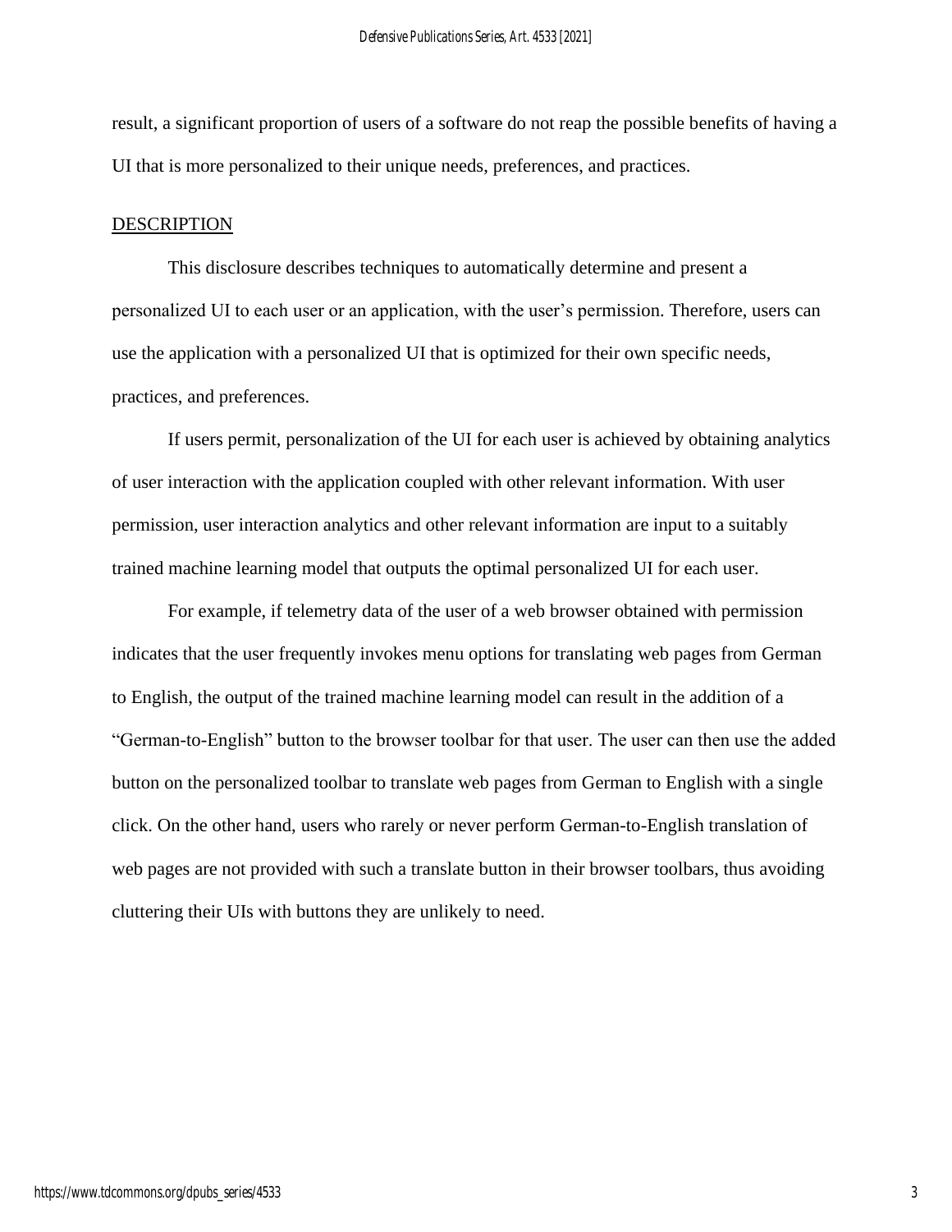result, a significant proportion of users of a software do not reap the possible benefits of having a UI that is more personalized to their unique needs, preferences, and practices.

## DESCRIPTION

This disclosure describes techniques to automatically determine and present a personalized UI to each user or an application, with the user's permission. Therefore, users can use the application with a personalized UI that is optimized for their own specific needs, practices, and preferences.

If users permit, personalization of the UI for each user is achieved by obtaining analytics of user interaction with the application coupled with other relevant information. With user permission, user interaction analytics and other relevant information are input to a suitably trained machine learning model that outputs the optimal personalized UI for each user.

For example, if telemetry data of the user of a web browser obtained with permission indicates that the user frequently invokes menu options for translating web pages from German to English, the output of the trained machine learning model can result in the addition of a "German-to-English" button to the browser toolbar for that user. The user can then use the added button on the personalized toolbar to translate web pages from German to English with a single click. On the other hand, users who rarely or never perform German-to-English translation of web pages are not provided with such a translate button in their browser toolbars, thus avoiding cluttering their UIs with buttons they are unlikely to need.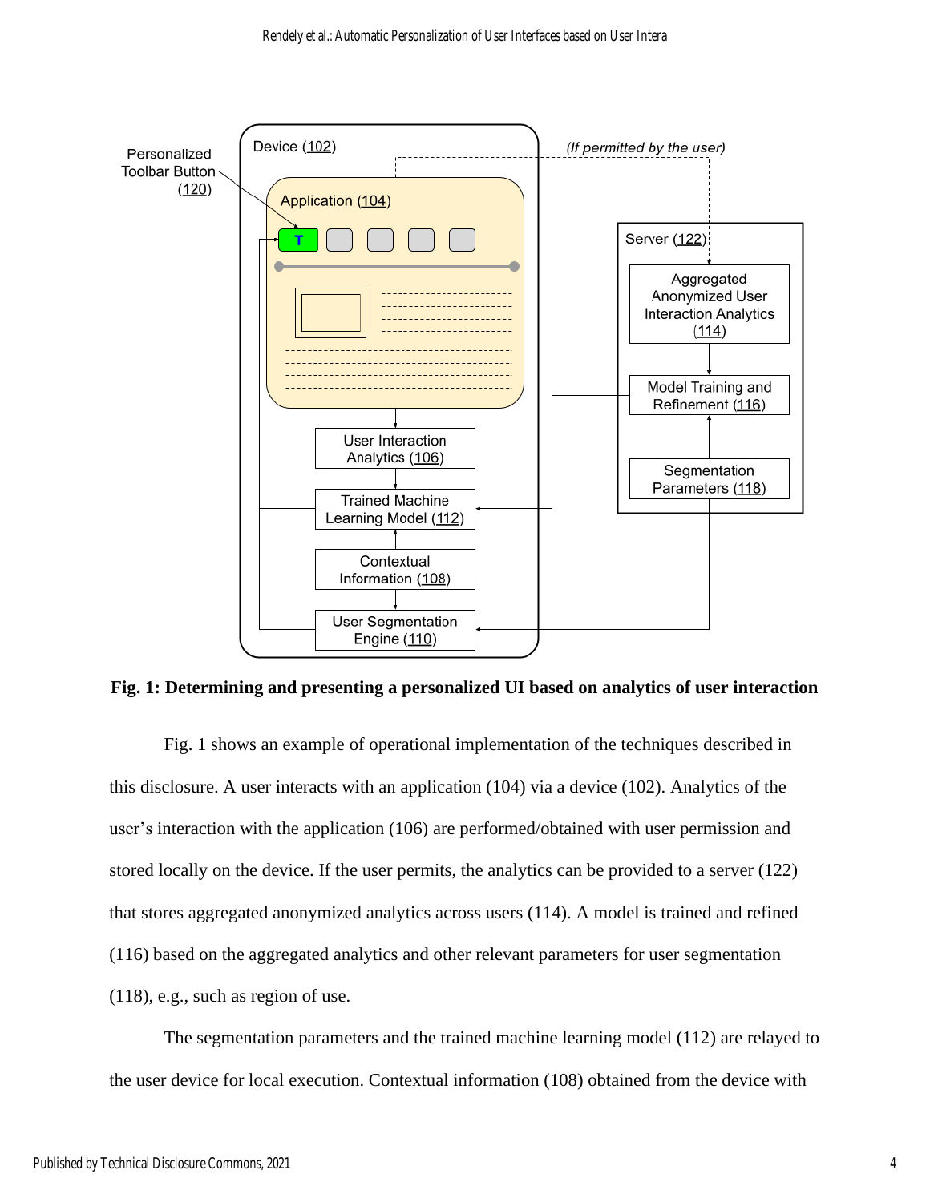**Fig. 1: Determining and presenting a personalized UI based on analytics of user interaction**

Fig. 1 shows an example of operational implementation of the techniques described in this disclosure. A user interacts with an application (104) via a device (102). Analytics of the user's interaction with the application (106) are performed/obtained with user permission and stored locally on the device. If the user permits, the analytics can be provided to a server (122) that stores aggregated anonymized analytics across users (114). A model is trained and refined (116) based on the aggregated analytics and other relevant parameters for user segmentation (118), e.g., such as region of use.

The segmentation parameters and the trained machine learning model (112) are relayed to the user device for local execution. Contextual information (108) obtained from the device with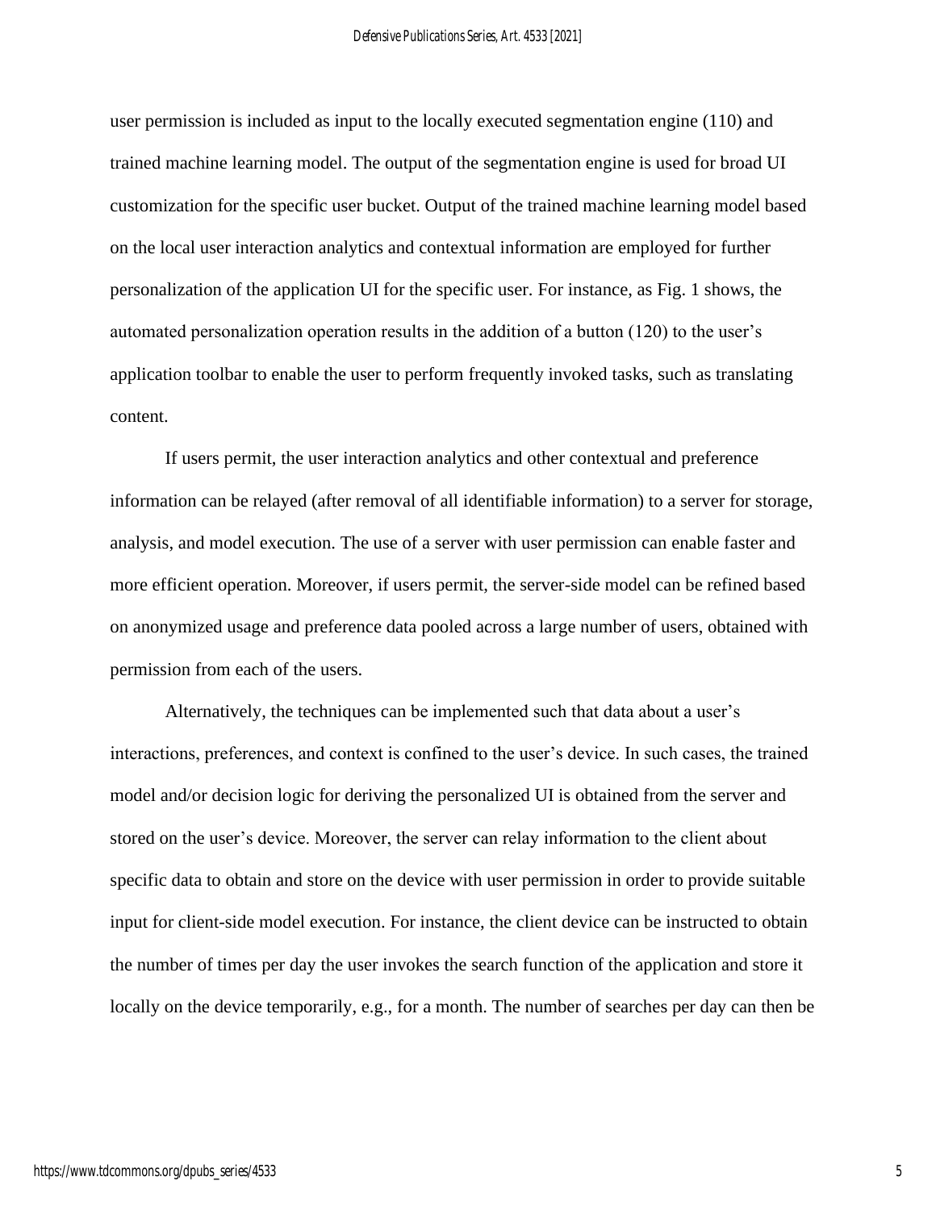user permission is included as input to the locally executed segmentation engine (110) and trained machine learning model. The output of the segmentation engine is used for broad UI customization for the specific user bucket. Output of the trained machine learning model based on the local user interaction analytics and contextual information are employed for further personalization of the application UI for the specific user. For instance, as Fig. 1 shows, the automated personalization operation results in the addition of a button (120) to the user's application toolbar to enable the user to perform frequently invoked tasks, such as translating content.

If users permit, the user interaction analytics and other contextual and preference information can be relayed (after removal of all identifiable information) to a server for storage, analysis, and model execution. The use of a server with user permission can enable faster and more efficient operation. Moreover, if users permit, the server-side model can be refined based on anonymized usage and preference data pooled across a large number of users, obtained with permission from each of the users.

Alternatively, the techniques can be implemented such that data about a user's interactions, preferences, and context is confined to the user's device. In such cases, the trained model and/or decision logic for deriving the personalized UI is obtained from the server and stored on the user's device. Moreover, the server can relay information to the client about specific data to obtain and store on the device with user permission in order to provide suitable input for client-side model execution. For instance, the client device can be instructed to obtain the number of times per day the user invokes the search function of the application and store it locally on the device temporarily, e.g., for a month. The number of searches per day can then be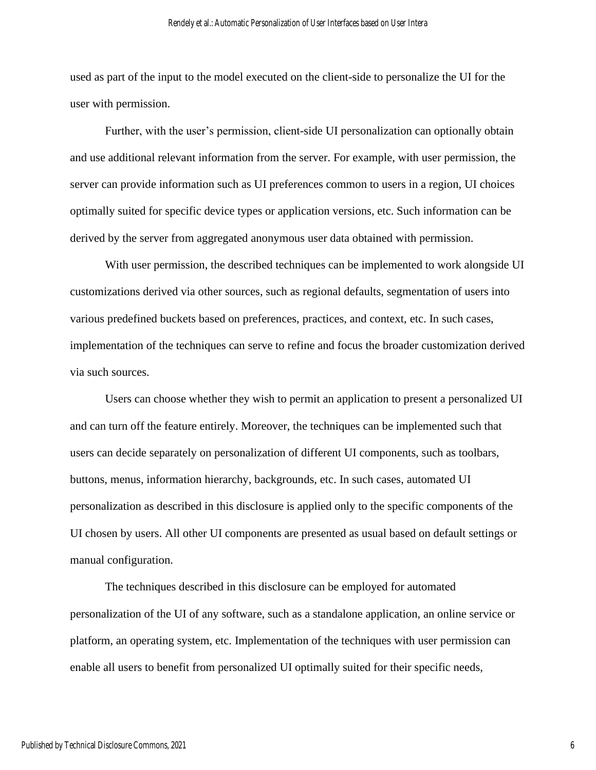used as part of the input to the model executed on the client-side to personalize the UI for the user with permission.

Further, with the user's permission, client-side UI personalization can optionally obtain and use additional relevant information from the server. For example, with user permission, the server can provide information such as UI preferences common to users in a region, UI choices optimally suited for specific device types or application versions, etc. Such information can be derived by the server from aggregated anonymous user data obtained with permission.

With user permission, the described techniques can be implemented to work alongside UI customizations derived via other sources, such as regional defaults, segmentation of users into various predefined buckets based on preferences, practices, and context, etc. In such cases, implementation of the techniques can serve to refine and focus the broader customization derived via such sources.

Users can choose whether they wish to permit an application to present a personalized UI and can turn off the feature entirely. Moreover, the techniques can be implemented such that users can decide separately on personalization of different UI components, such as toolbars, buttons, menus, information hierarchy, backgrounds, etc. In such cases, automated UI personalization as described in this disclosure is applied only to the specific components of the UI chosen by users. All other UI components are presented as usual based on default settings or manual configuration.

The techniques described in this disclosure can be employed for automated personalization of the UI of any software, such as a standalone application, an online service or platform, an operating system, etc. Implementation of the techniques with user permission can enable all users to benefit from personalized UI optimally suited for their specific needs,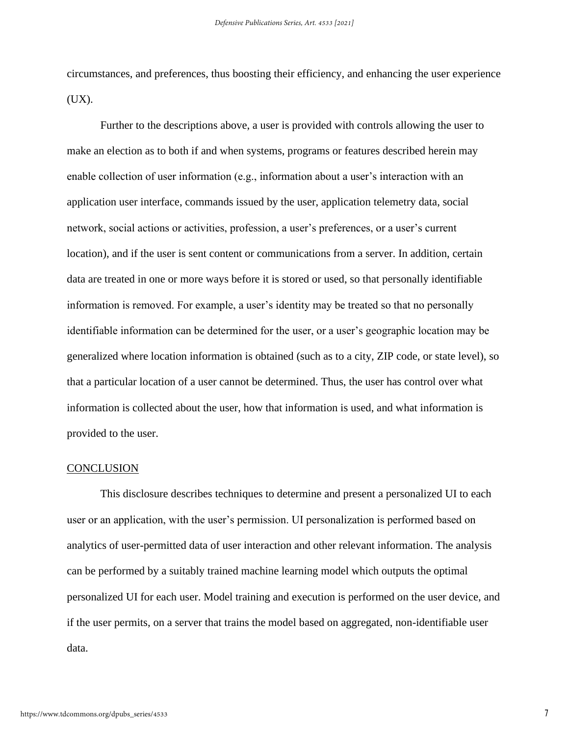circumstances, and preferences, thus boosting their efficiency, and enhancing the user experience (UX).

Further to the descriptions above, a user is provided with controls allowing the user to make an election as to both if and when systems, programs or features described herein may enable collection of user information (e.g., information about a user's interaction with an application user interface, commands issued by the user, application telemetry data, social network, social actions or activities, profession, a user's preferences, or a user's current location), and if the user is sent content or communications from a server. In addition, certain data are treated in one or more ways before it is stored or used, so that personally identifiable information is removed. For example, a user's identity may be treated so that no personally identifiable information can be determined for the user, or a user's geographic location may be generalized where location information is obtained (such as to a city, ZIP code, or state level), so that a particular location of a user cannot be determined. Thus, the user has control over what information is collected about the user, how that information is used, and what information is provided to the user.

## CONCLUSION

This disclosure describes techniques to determine and present a personalized UI to each user or an application, with the user's permission. UI personalization is performed based on analytics of user-permitted data of user interaction and other relevant information. The analysis can be performed by a suitably trained machine learning model which outputs the optimal personalized UI for each user. Model training and execution is performed on the user device, and if the user permits, on a server that trains the model based on aggregated, non-identifiable user data.